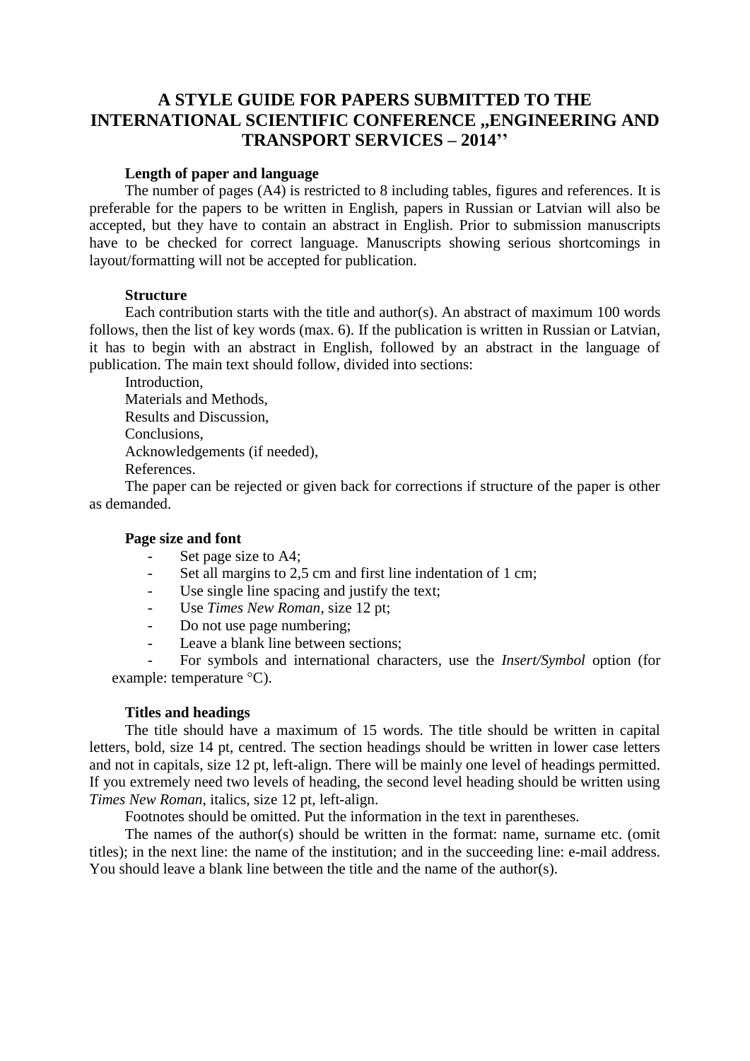# A STYLE GUIDE FOR PAPERS SUBMITTED TO THE INTERNATIONAL SCIENTIFIC CONFERENCE „ENGINEERING AND TRANSPORT SERVICES – 2014''

**Length of paper and language**

The number of pages (A4) is restricted to 8 including tables, figures and references. It is preferable for the papers to be written in English, papers in Russian or Latvian will also be accepted, but they have to contain an abstract in English. Prior to submission manuscripts have to be checked for correct language. Manuscripts showing serious shortcomings in layout/formatting will not be accepted for publication.

**Structure**

Each contribution starts with the title and author(s). An abstract of maximum 100 words follows, then the list of key words (max. 6). If the publication is written in Russian or Latvian, it has to begin with an abstract in English, followed by an abstract in the language of publication. The main text should follow, divided into sections:

Introduction,
Materials and Methods,
Results and Discussion,
Conclusions,
Acknowledgements (if needed),
References.

The paper can be rejected or given back for corrections if structure of the paper is other as demanded.

**Page size and font**

- Set page size to A4;
- Set all margins to 2,5 cm and first line indentation of 1 cm;
- Use single line spacing and justify the text;
- Use *Times New Roman*, size 12 pt;
- Do not use page numbering;
- Leave a blank line between sections;
- For symbols and international characters, use the *Insert/Symbol* option (for example: temperature °C).

**Titles and headings**

The title should have a maximum of 15 words. The title should be written in capital letters, bold, size 14 pt, centred. The section headings should be written in lower case letters and not in capitals, size 12 pt, left-align. There will be mainly one level of headings permitted. If you extremely need two levels of heading, the second level heading should be written using *Times New Roman*, italics, size 12 pt, left-align.

Footnotes should be omitted. Put the information in the text in parentheses.

The names of the author(s) should be written in the format: name, surname etc. (omit titles); in the next line: the name of the institution; and in the succeeding line: e-mail address. You should leave a blank line between the title and the name of the author(s).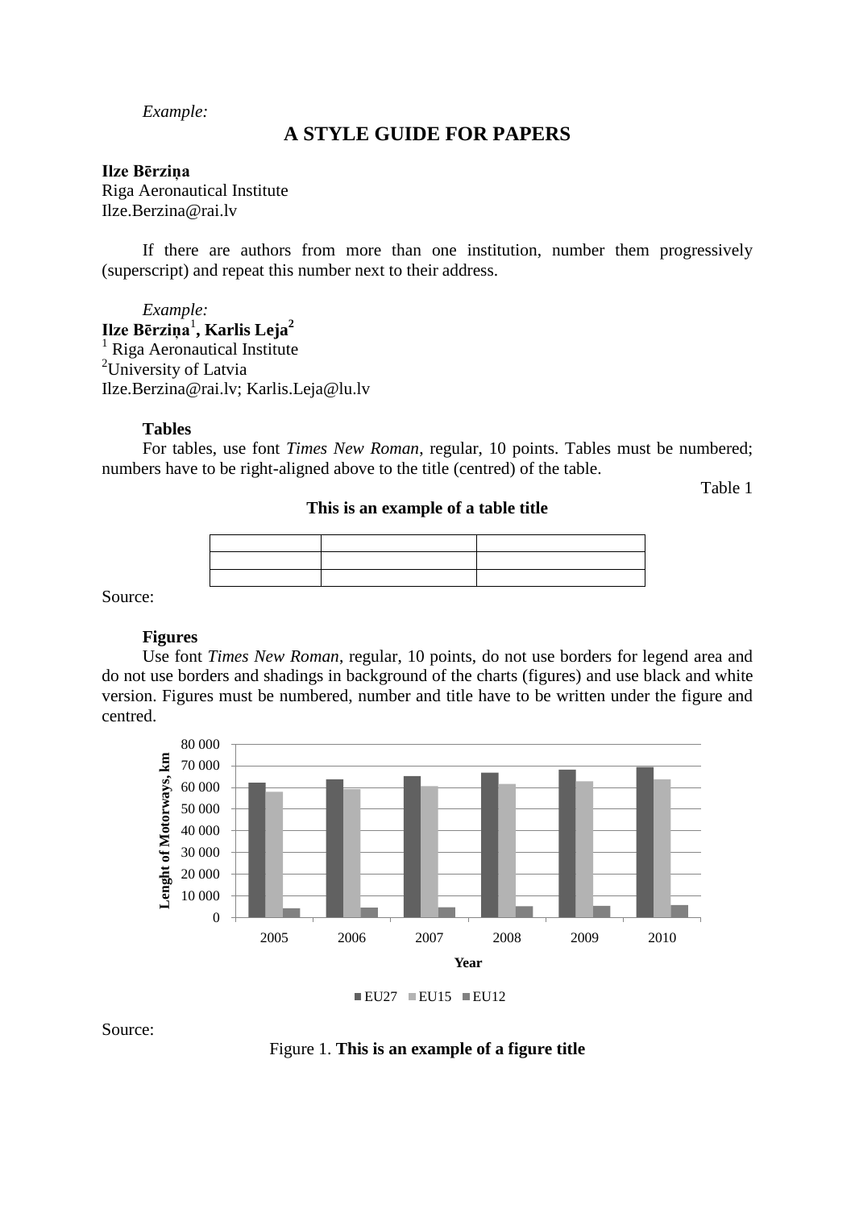*Example:*

## A STYLE GUIDE FOR PAPERS

**Ilze Bērziņa**
Riga Aeronautical Institute
Ilze.Berzina@rai.lv

If there are authors from more than one institution, number them progressively (superscript) and repeat this number next to their address.

*Example:*
**Ilze Bērziņa[1], Karlis Leja[2]**
[1] Riga Aeronautical Institute
[2]University of Latvia
Ilze.Berzina@rai.lv; Karlis.Leja@lu.lv

**Tables**

For tables, use font *Times New Roman*, regular, 10 points. Tables must be numbered; numbers have to be right-aligned above to the title (centred) of the table.

Table 1

**This is an example of a table title**

| | | |
|---|---|---|
| | | |
| | | |

Source:

**Figures**

Use font *Times New Roman*, regular, 10 points, do not use borders for legend area and do not use borders and shadings in background of the charts (figures) and use black and white version. Figures must be numbered, number and title have to be written under the figure and centred.

Source:

Figure 1. **This is an example of a figure title**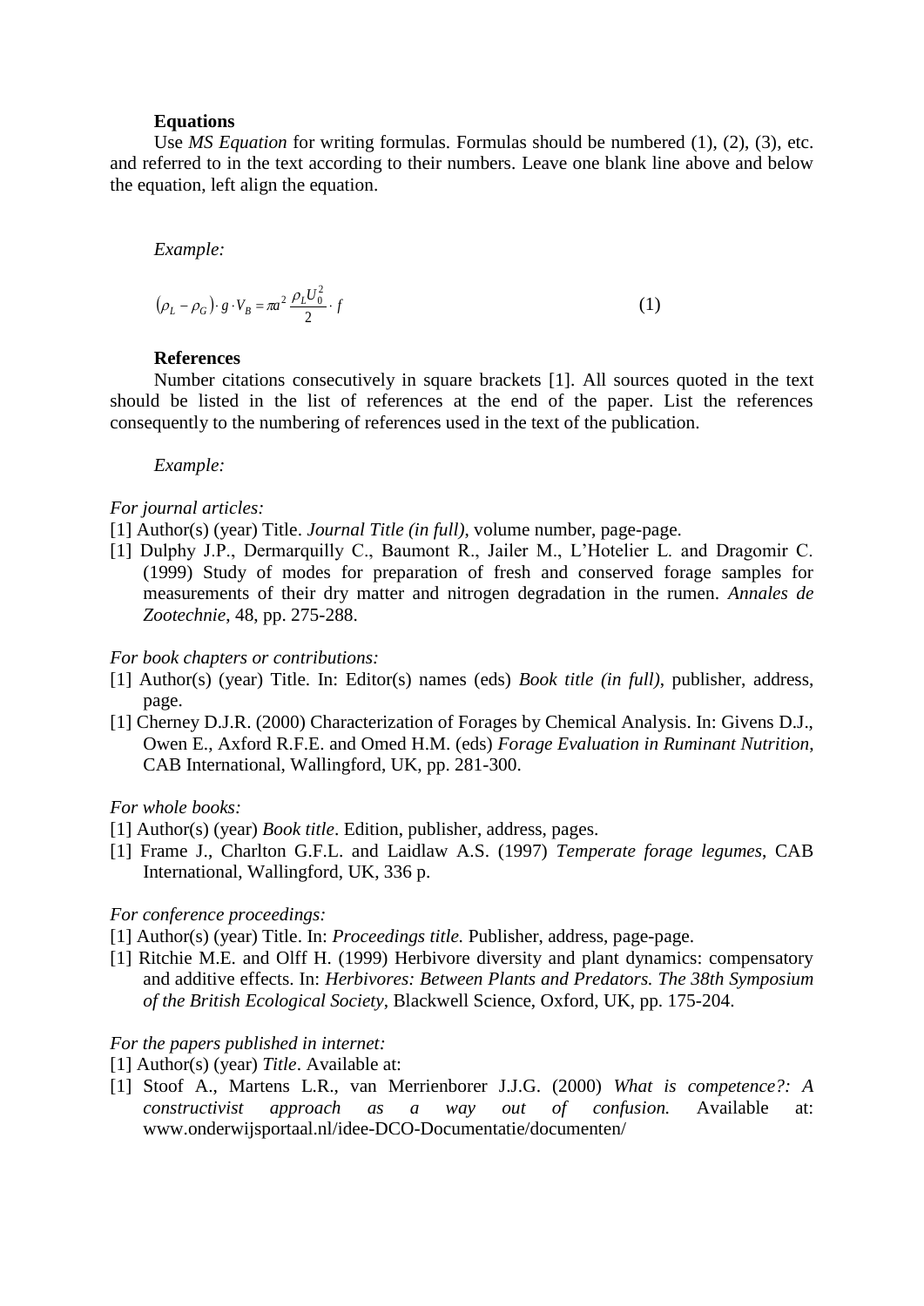**Equations**

Use *MS Equation* for writing formulas. Formulas should be numbered (1), (2), (3), etc. and referred to in the text according to their numbers. Leave one blank line above and below the equation, left align the equation.

*Example:*

$$(\rho_L - \rho_G) \cdot g \cdot V_B = \pi a^2 \frac{\rho_L U_0^2}{2} \cdot f \tag{1}$$

**References**

Number citations consecutively in square brackets [1]. All sources quoted in the text should be listed in the list of references at the end of the paper. List the references consequently to the numbering of references used in the text of the publication.

*Example:*

*For journal articles:*

[1] Author(s) (year) Title. *Journal Title (in full)*, volume number, page-page.

[1] Dulphy J.P., Dermarquilly C., Baumont R., Jailer M., L'Hotelier L. and Dragomir C. (1999) Study of modes for preparation of fresh and conserved forage samples for measurements of their dry matter and nitrogen degradation in the rumen. *Annales de Zootechnie*, 48, pp. 275-288.

*For book chapters or contributions:*

[1] Author(s) (year) Title. In: Editor(s) names (eds) *Book title (in full)*, publisher, address, page.

[1] Cherney D.J.R. (2000) Characterization of Forages by Chemical Analysis. In: Givens D.J., Owen E., Axford R.F.E. and Omed H.M. (eds) *Forage Evaluation in Ruminant Nutrition*, CAB International, Wallingford, UK, pp. 281-300.

*For whole books:*

[1] Author(s) (year) *Book title*. Edition, publisher, address, pages.

[1] Frame J., Charlton G.F.L. and Laidlaw A.S. (1997) *Temperate forage legumes*, CAB International, Wallingford, UK, 336 p.

*For conference proceedings:*

[1] Author(s) (year) Title. In: *Proceedings title.* Publisher, address, page-page.

[1] Ritchie M.E. and Olff H. (1999) Herbivore diversity and plant dynamics: compensatory and additive effects. In: *Herbivores: Between Plants and Predators. The 38th Symposium of the British Ecological Society*, Blackwell Science, Oxford, UK, pp. 175-204.

*For the papers published in internet:*

[1] Author(s) (year) *Title*. Available at:

[1] Stoof A., Martens L.R., van Merrienborer J.J.G. (2000) *What is competence?: A constructivist approach as a way out of confusion.* Available at: www.onderwijsportaal.nl/idee-DCO-Documentatie/documenten/